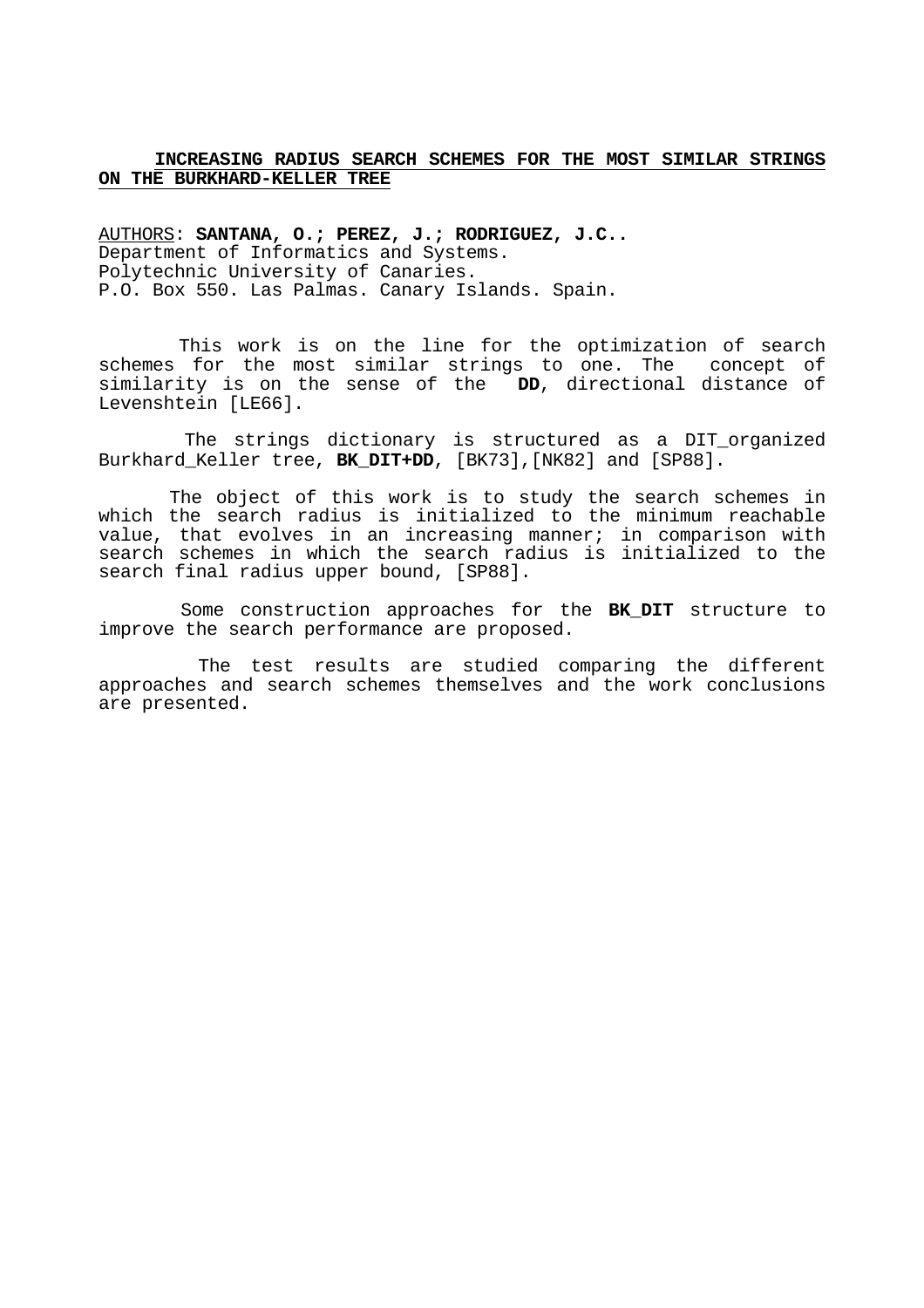# INCREASING RADIUS SEARCH SCHEMES FOR THE MOST SIMILAR STRINGS ON THE BURKHARD-KELLER TREE

AUTHORS: **SANTANA, O.; PEREZ, J.; RODRIGUEZ, J.C..**
Department of Informatics and Systems.
Polytechnic University of Canaries.
P.O. Box 550. Las Palmas. Canary Islands. Spain.

This work is on the line for the optimization of search schemes for the most similar strings to one. The concept of similarity is on the sense of the **DD**, directional distance of Levenshtein [LE66].

The strings dictionary is structured as a DIT_organized Burkhard_Keller tree, **BK_DIT+DD**, [BK73],[NK82] and [SP88].

The object of this work is to study the search schemes in which the search radius is initialized to the minimum reachable value, that evolves in an increasing manner; in comparison with search schemes in which the search radius is initialized to the search final radius upper bound, [SP88].

Some construction approaches for the **BK_DIT** structure to improve the search performance are proposed.

The test results are studied comparing the different approaches and search schemes themselves and the work conclusions are presented.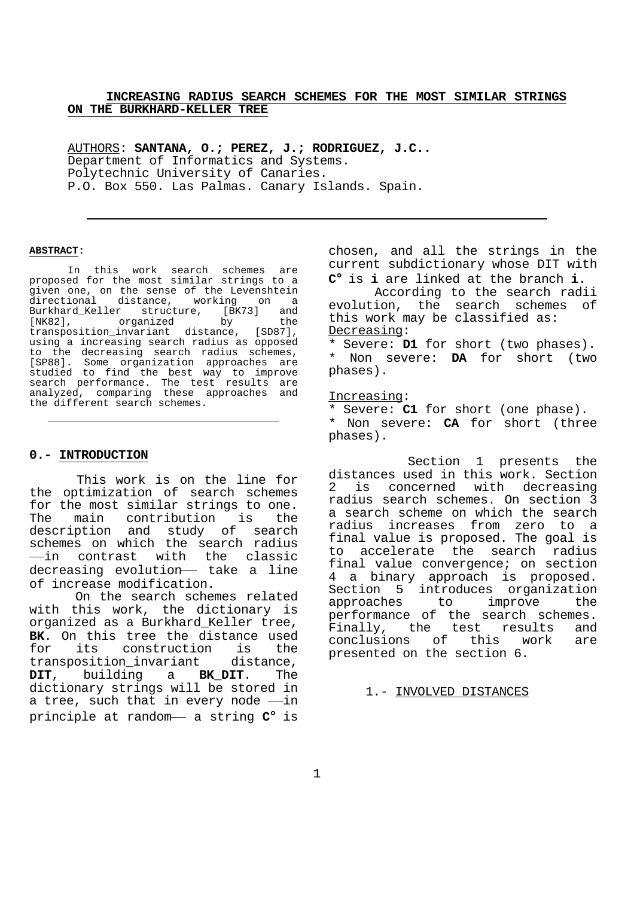# INCREASING RADIUS SEARCH SCHEMES FOR THE MOST SIMILAR STRINGS ON THE BURKHARD-KELLER TREE

AUTHORS: **SANTANA, O.; PEREZ, J.; RODRIGUEZ, J.C..**
Department of Informatics and Systems.
Polytechnic University of Canaries.
P.O. Box 550. Las Palmas. Canary Islands. Spain.

---

**ABSTRACT**:

In this work search schemes are proposed for the most similar strings to a given one, on the sense of the Levenshtein directional distance, working on a Burkhard_Keller structure, [BK73] and [NK82], organized by the transposition_invariant distance, [SD87], using a increasing search radius as opposed to the decreasing search radius schemes, [SP88]. Some organization approaches are studied to find the best way to improve search performance. The test results are analyzed, comparing these approaches and the different search schemes.

---

## 0.- INTRODUCTION

This work is on the line for the optimization of search schemes for the most similar strings to one. The main contribution is the description and study of search schemes on which the search radius —in contrast with the classic decreasing evolution— take a line of increase modification.

On the search schemes related with this work, the dictionary is organized as a Burkhard_Keller tree, **BK**. On this tree the distance used for its construction is the transposition_invariant distance, **DIT**, building a **BK_DIT**. The dictionary strings will be stored in a tree, such that in every node —in principle at random— a string **C°** is chosen, and all the strings in the current subdictionary whose DIT with **C°** is **i** are linked at the branch **i**.

According to the search radii evolution, the search schemes of this work may be classified as:

Decreasing:

* Severe: **D1** for short (two phases).
* Non severe: **DA** for short (two phases).

Increasing:

* Severe: **C1** for short (one phase).
* Non severe: **CA** for short (three phases).

Section 1 presents the distances used in this work. Section 2 is concerned with decreasing radius search schemes. On section 3 a search scheme on which the search radius increases from zero to a final value is proposed. The goal is to accelerate the search radius final value convergence; on section 4 a binary approach is proposed. Section 5 introduces organization approaches to improve the performance of the search schemes. Finally, the test results and conclusions of this work are presented on the section 6.

## 1.- INVOLVED DISTANCES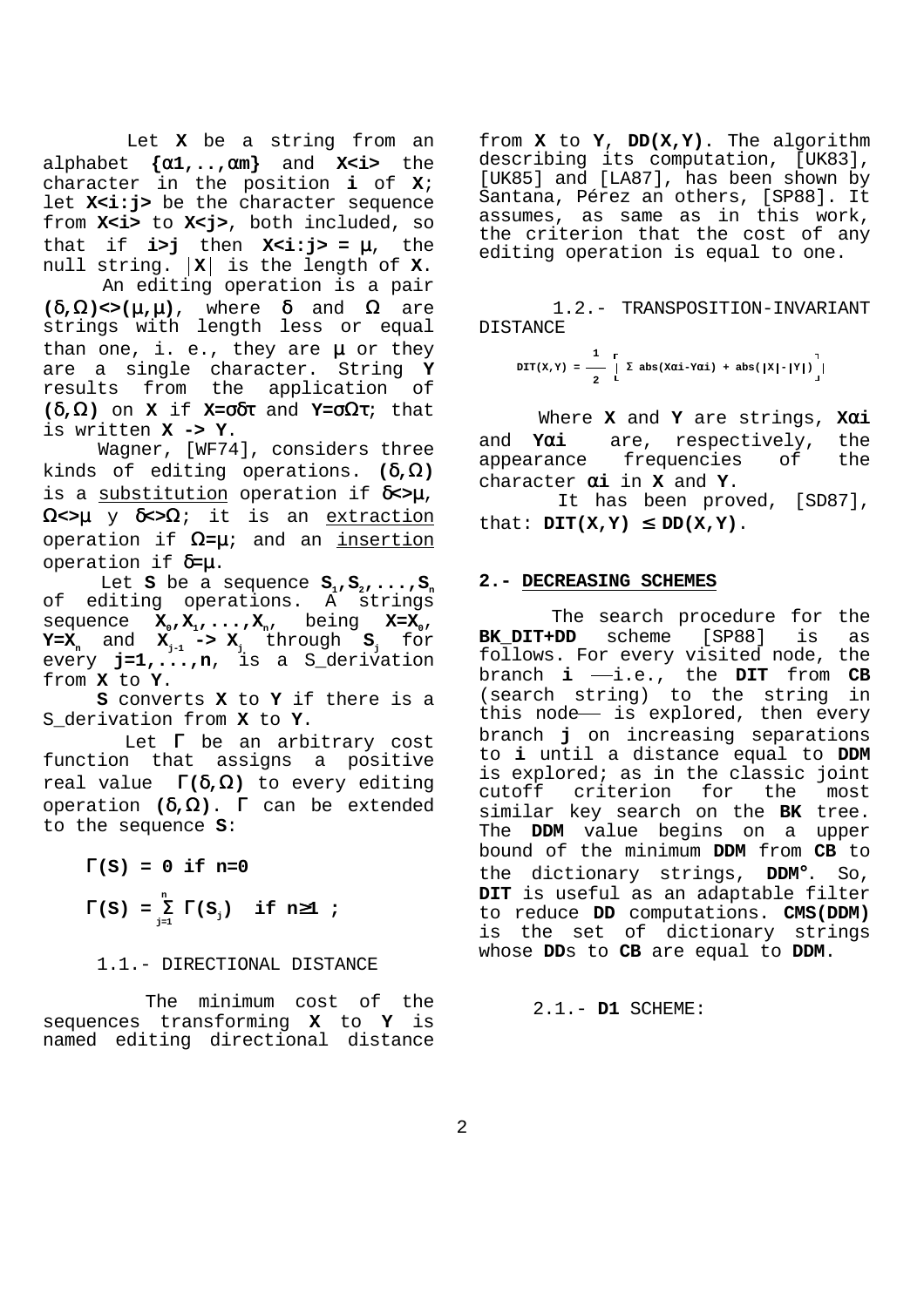Let **X** be a string from an alphabet **{α1,..,αm}** and **X<i>** the character in the position **i** of **X**; let **X<i:j>** be the character sequence from **X<i>** to **X<j>**, both included, so that if **i>j** then **X<i:j> = μ**, the null string. $|X|$ is the length of **X**.

An editing operation is a pair **(δ,Ω)<>(μ,μ)**, where **δ** and **Ω** are strings with length less or equal than one, i. e., they are **μ** or they are a single character. String **Y** results from the application of **(δ,Ω)** on **X** if **X=σδτ** and **Y=σΩτ**; that is written **X -> Y**.

Wagner, [WF74], considers three kinds of editing operations. **(δ,Ω)** is a substitution operation if **δ<>μ**, **Ω<>μ** y **δ<>Ω**; it is an extraction operation if **Ω=μ**; and an insertion operation if **δ=μ**.

Let **S** be a sequence $S_1, S_2, ..., S_n$ of editing operations. A strings sequence $X_0, X_1, ..., X_n$, being $X=X_0$, $Y=X_n$ and $X_{j-1} \rightarrow X_j$ through $S_j$ for every **j=1,...,n**, is a S_derivation from **X** to **Y**.

**S** converts **X** to **Y** if there is a S_derivation from **X** to **Y**.

Let **Γ** be an arbitrary cost function that assigns a positive real value **Γ(δ,Ω)** to every editing operation **(δ,Ω)**. **Γ** can be extended to the sequence **S**:

$$\Gamma(S) = 0 \text{ if } n=0$$

$$\Gamma(S) = \sum_{j=1}^{n} \Gamma(S_j) \quad \text{if } n \geq 1 \text{ ;}$$

### 1.1.- DIRECTIONAL DISTANCE

The minimum cost of the sequences transforming **X** to **Y** is named editing directional distance from **X** to **Y**, **DD(X,Y)**. The algorithm describing its computation, [UK83], [UK85] and [LA87], has been shown by Santana, Pérez an others, [SP88]. It assumes, as same as in this work, the criterion that the cost of any editing operation is equal to one.

### 1.2.- TRANSPOSITION-INVARIANT DISTANCE

$$DIT(X,Y) = \frac{1}{2} \left[ \sum abs(X\alpha i - Y\alpha i) + abs(|X| - |Y|) \right]$$

Where **X** and **Y** are strings, **Xαi** and **Yαi** are, respectively, the appearance frequencies of the character **αi** in **X** and **Y**.

It has been proved, [SD87], that: **DIT(X,Y) ≤ DD(X,Y)**.

## 2.- DECREASING SCHEMES

The search procedure for the **BK_DIT+DD** scheme [SP88] is as follows. For every visited node, the branch **i** —i.e., the **DIT** from **CB** (search string) to the string in this node— is explored, then every branch **j** on increasing separations to **i** until a distance equal to **DDM** is explored; as in the classic joint cutoff criterion for the most similar key search on the **BK** tree. The **DDM** value begins on a upper bound of the minimum **DDM** from **CB** to the dictionary strings, **DDM°**. So, **DIT** is useful as an adaptable filter to reduce **DD** computations. **CMS(DDM)** is the set of dictionary strings whose **DD**s to **CB** are equal to **DDM**.

### 2.1.- D1 SCHEME: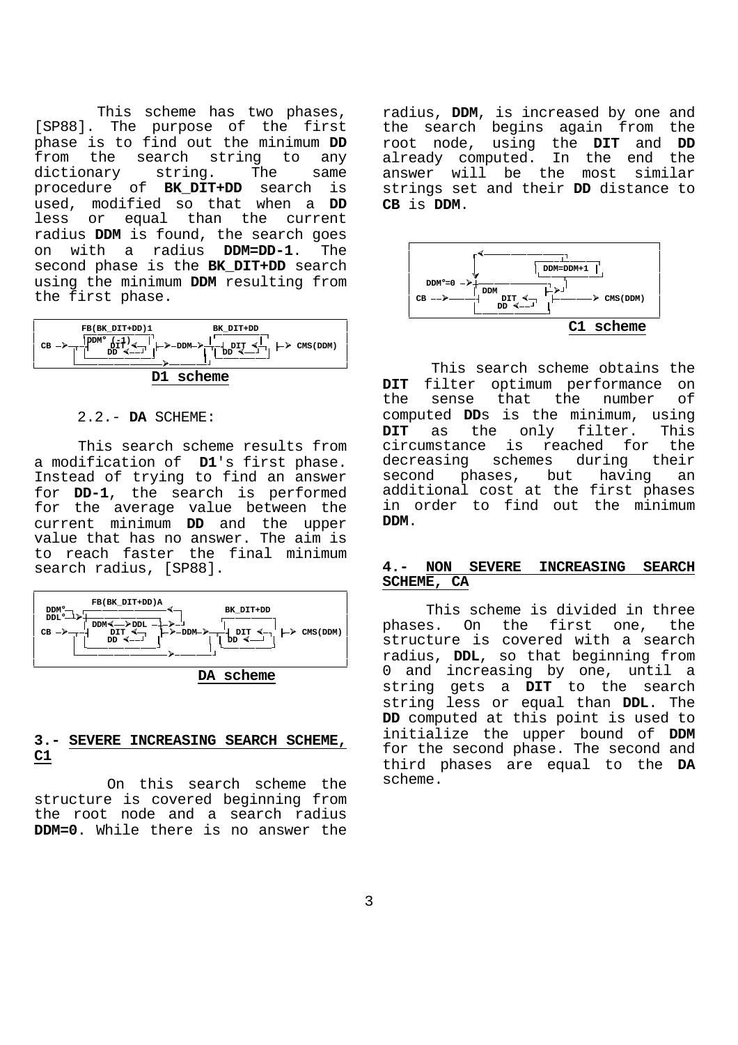This scheme has two phases, [SP88]. The purpose of the first phase is to find out the minimum **DD** from the search string to any dictionary string. The same procedure of **BK_DIT+DD** search is used, modified so that when a **DD** less or equal than the current radius **DDM** is found, the search goes on with a radius **DDM=DD-1**. The second phase is the **BK_DIT+DD** search using the minimum **DDM** resulting from the first phase.

```
        FB(BK_DIT+DD)1              BK_DIT+DD
       ┌DDM° (-1)──┐            ┌─────────┐
 CB ─>─┤  DIT <──┐ ├─>─DDM─>─┬──┤ DIT <─┐ ├─> CMS(DDM)
       │  DD <───┘ │         │  │ DD <──┘ │
       └───────────────>─────┘
```

**D1 scheme**

2.2.- **DA** SCHEME:

This search scheme results from a modification of **D1**'s first phase. Instead of trying to find an answer for **DD-1**, the search is performed for the average value between the current minimum **DD** and the upper value that has no answer. The aim is to reach faster the final minimum search radius, [SP88].

```
          FB(BK_DIT+DD)A
 DDM°  ┌──────────────<──┐        BK_DIT+DD
 DDL°─>┤                 │
       ┌DDM<──>DDL ──>─┘        ┌─────────┐
 CB ─>─┤  DIT <──┐   ├─>─DDM─>─┬──┤ DIT <─┐ ├─> CMS(DDM)
       │  DD <───┘   │         │  │ DD <──┘ │
       └─────────────────>─────┘
```

**DA scheme**

## 3.- SEVERE INCREASING SEARCH SCHEME, C1

On this search scheme the structure is covered beginning from the root node and a search radius **DDM=0**. While there is no answer the radius, **DDM**, is increased by one and the search begins again from the root node, using the **DIT** and **DD** already computed. In the end the answer will be the most similar strings set and their **DD** distance to **CB** is **DDM**.

```
           ┌<──────────────┐
           │   ┌DDM=DDM+1 ┐│
 DDM°=0 ─>─┤   └──────────┘│
           ┌DDM      ├─>─┘
 CB ──>────┤  DIT <──┐ ├────────> CMS(DDM)
           │  DD <───┘ │
           └───────────┘
```

**C1 scheme**

This search scheme obtains the **DIT** filter optimum performance on the sense that the number of computed **DD**s is the minimum, using **DIT** as the only filter. This circumstance is reached for the decreasing schemes during their second phases, but having an additional cost at the first phases in order to find out the minimum **DDM**.

## 4.- NON SEVERE INCREASING SEARCH SCHEME, CA

This scheme is divided in three phases. On the first one, the structure is covered with a search radius, **DDL**, so that beginning from 0 and increasing by one, until a string gets a **DIT** to the search string less or equal than **DDL**. The **DD** computed at this point is used to initialize the upper bound of **DDM** for the second phase. The second and third phases are equal to the **DA** scheme.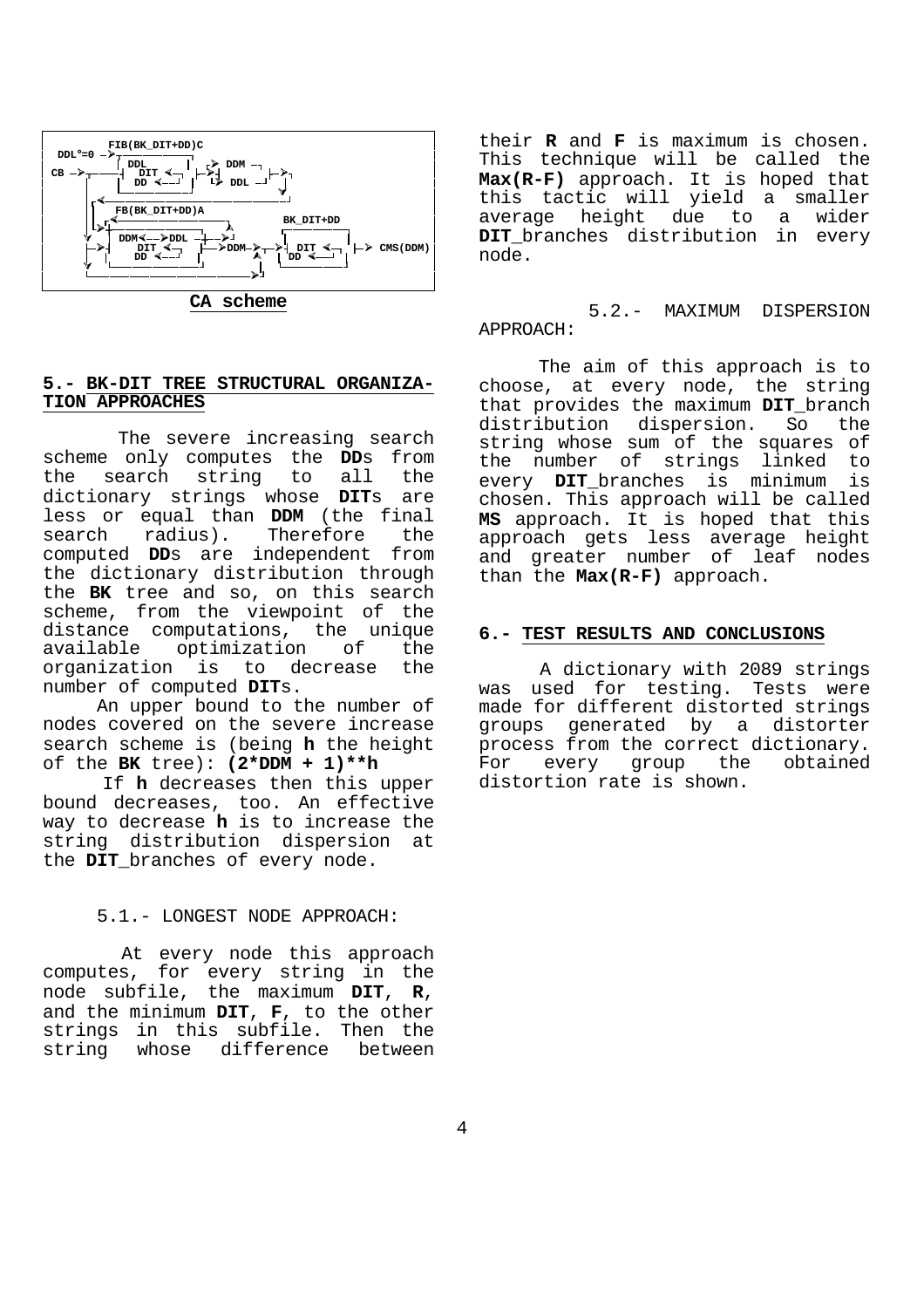```
           FIB(BK_DIT+DD)C
  DDL°=0 ─>┌──────────┐
           │ DDL      │ ┌> DDM ─┐
  CB ─>────┤  DIT <─┐ ├─>┤      ├─>┐
           │  DD <──┘ │ └> DDL ─┘  │
           └──────────┘            │
     ┌<────────────────────────────┘
     │   FB(BK_DIT+DD)A              BK_DIT+DD
     │─>┌──────────────┐           ┌──────────┐
     │  │ DDM<──>DDL ──┼──>┐       │          │
     ├─>┤  DIT <─┐     ├───>DDM─>──┤ DIT <─┐  ├─> CMS(DDM)
     │  │  DD <──┘     │       ▲   │ DD <──┘  │
     │  └──────────────┘       │   └──────────┘
     └─────────────────────────┘
```

**CA scheme**

## 5.- BK-DIT TREE STRUCTURAL ORGANIZATION APPROACHES

The severe increasing search scheme only computes the **DD**s from the search string to all the dictionary strings whose **DIT**s are less or equal than **DDM** (the final search radius). Therefore the computed **DD**s are independent from the dictionary distribution through the **BK** tree and so, on this search scheme, from the viewpoint of the distance computations, the unique available optimization of the organization is to decrease the number of computed **DIT**s.

An upper bound to the number of nodes covered on the severe increase search scheme is (being **h** the height of the **BK** tree): **(2*DDM + 1)**h**

If **h** decreases then this upper bound decreases, too. An effective way to decrease **h** is to increase the string distribution dispersion at the **DIT**_branches of every node.

### 5.1.- LONGEST NODE APPROACH:

At every node this approach computes, for every string in the node subfile, the maximum **DIT**, **R**, and the minimum **DIT**, **F**, to the other strings in this subfile. Then the string whose difference between their **R** and **F** is maximum is chosen. This technique will be called the **Max(R-F)** approach. It is hoped that this tactic will yield a smaller average height due to a wider **DIT**_branches distribution in every node.

### 5.2.- MAXIMUM DISPERSION APPROACH:

The aim of this approach is to choose, at every node, the string that provides the maximum **DIT**_branch distribution dispersion. So the string whose sum of the squares of the number of strings linked to every **DIT**_branches is minimum is chosen. This approach will be called **MS** approach. It is hoped that this approach gets less average height and greater number of leaf nodes than the **Max(R-F)** approach.

## 6.- TEST RESULTS AND CONCLUSIONS

A dictionary with 2089 strings was used for testing. Tests were made for different distorted strings groups generated by a distorter process from the correct dictionary. For every group the obtained distortion rate is shown.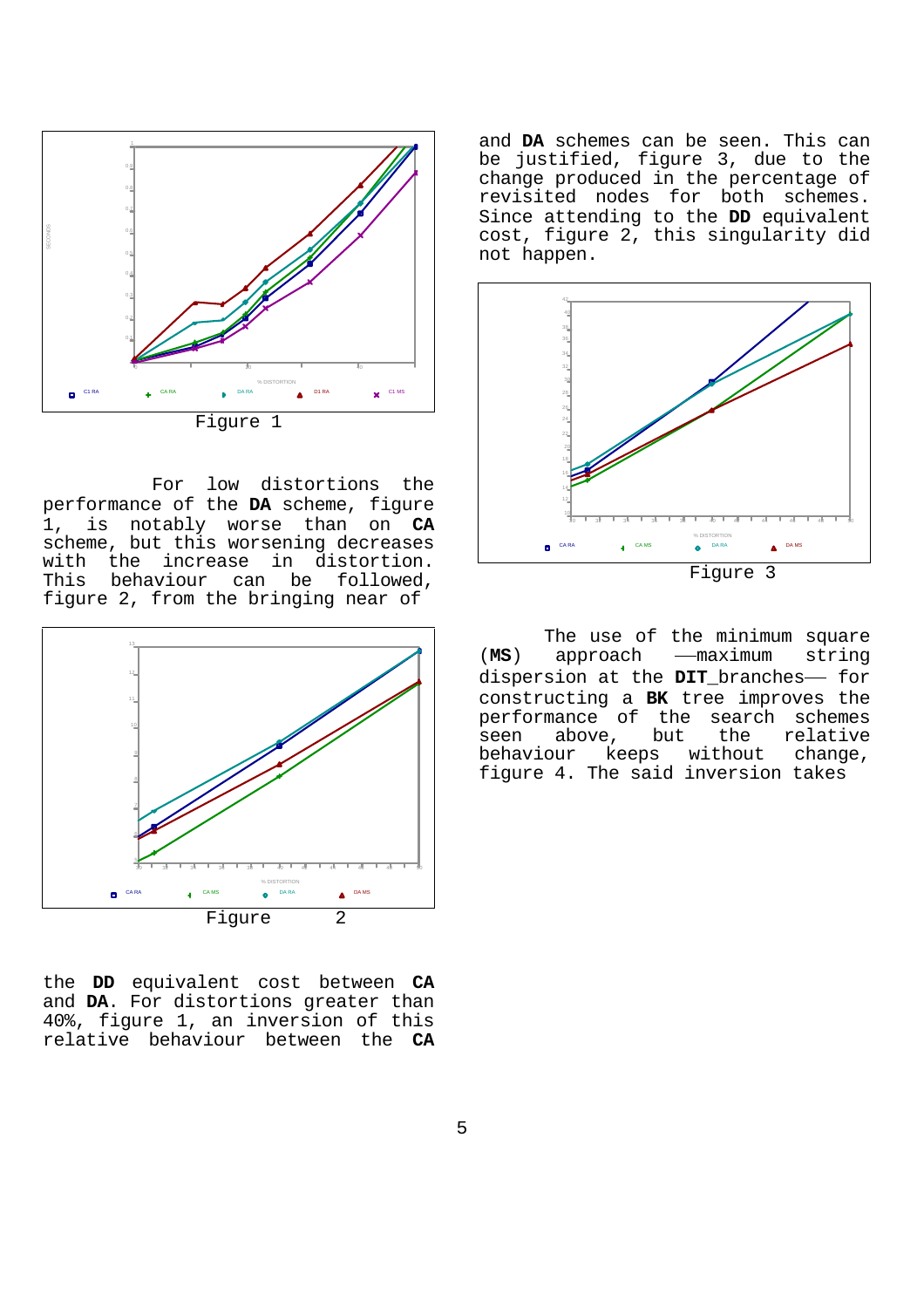Figure 1

For low distortions the performance of the **DA** scheme, figure 1, is notably worse than on **CA** scheme, but this worsening decreases with the increase in distortion. This behaviour can be followed, figure 2, from the bringing near of the **DD** equivalent cost between **CA** and **DA**. For distortions greater than 40%, figure 1, an inversion of this relative behaviour between the **CA** and **DA** schemes can be seen. This can be justified, figure 3, due to the change produced in the percentage of revisited nodes for both schemes. Since attending to the **DD** equivalent cost, figure 2, this singularity did not happen.

Figure 2

Figure 3

The use of the minimum square (**MS**) approach —maximum string dispersion at the **DIT**_branches— for constructing a **BK** tree improves the performance of the search schemes seen above, but the relative behaviour keeps without change, figure 4. The said inversion takes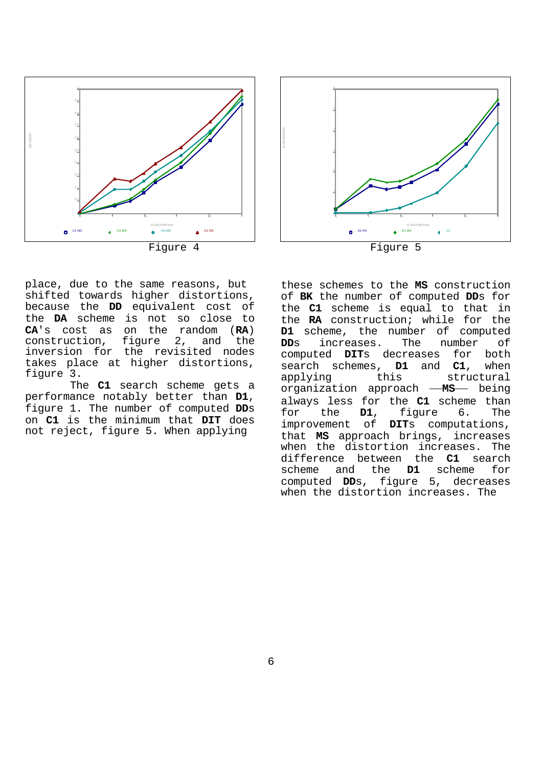Figure 4

Figure 5

place, due to the same reasons, but shifted towards higher distortions, because the **DD** equivalent cost of the **DA** scheme is not so close to **CA**'s cost as on the random (**RA**) construction, figure 2, and the inversion for the revisited nodes takes place at higher distortions, figure 3.

The **C1** search scheme gets a performance notably better than **D1**, figure 1. The number of computed **DD**s on **C1** is the minimum that **DIT** does not reject, figure 5. When applying these schemes to the **MS** construction of **BK** the number of computed **DD**s for the **C1** scheme is equal to that in the **RA** construction; while for the **D1** scheme, the number of computed **DD**s increases. The number of computed **DIT**s decreases for both search schemes, **D1** and **C1**, when applying this structural organization approach —**MS**— being always less for the **C1** scheme than for the **D1**, figure 6. The improvement of **DIT**s computations, that **MS** approach brings, increases when the distortion increases. The difference between the **C1** search scheme and the **D1** scheme for computed **DD**s, figure 5, decreases when the distortion increases. The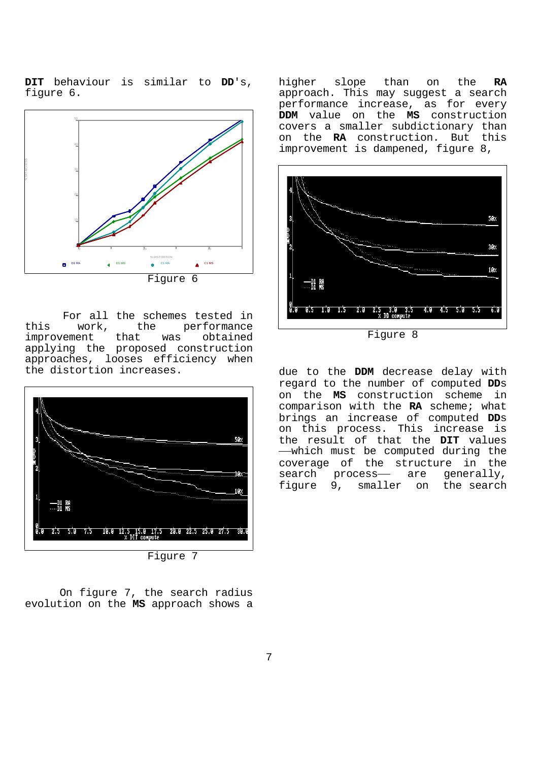**DIT** behaviour is similar to **DD**'s, figure 6.

Figure 6

For all the schemes tested in this work, the performance improvement that was obtained applying the proposed construction approaches, looses efficiency when the distortion increases.

Figure 7

On figure 7, the search radius evolution on the **MS** approach shows a higher slope than on the **RA** approach. This may suggest a search performance increase, as for every **DDM** value on the **MS** construction covers a smaller subdictionary than on the **RA** construction. But this improvement is dampened, figure 8,

Figure 8

due to the **DDM** decrease delay with regard to the number of computed **DD**s on the **MS** construction scheme in comparison with the **RA** scheme; what brings an increase of computed **DD**s on this process. This increase is the result of that the **DIT** values —which must be computed during the coverage of the structure in the search process— are generally, figure 9, smaller on the search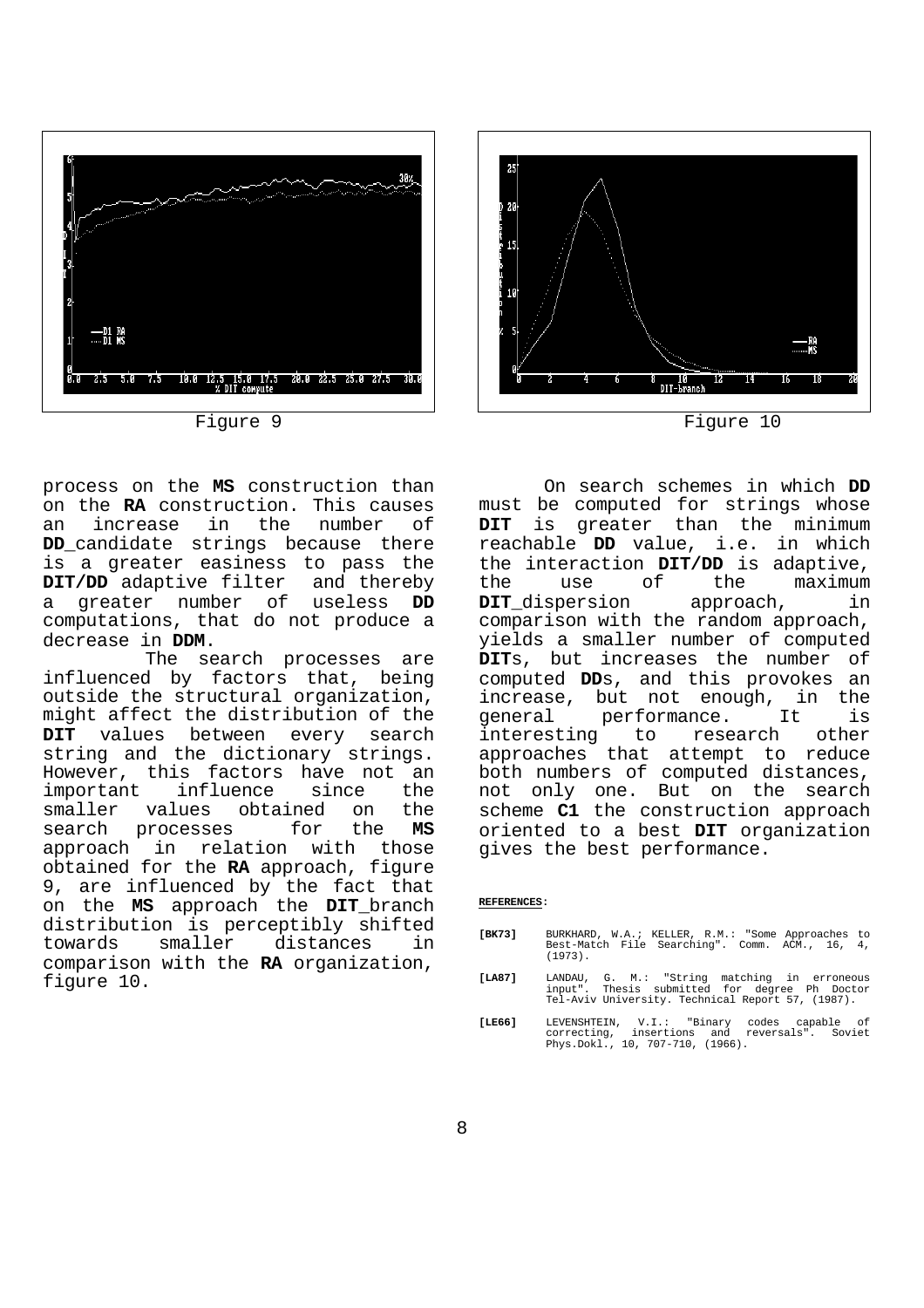Figure 9

Figure 10

process on the **MS** construction than on the **RA** construction. This causes an increase in the number of **DD**_candidate strings because there is a greater easiness to pass the **DIT/DD** adaptive filter and thereby a greater number of useless **DD** computations, that do not produce a decrease in **DDM**.

The search processes are influenced by factors that, being outside the structural organization, might affect the distribution of the **DIT** values between every search string and the dictionary strings. However, this factors have not an important influence since the smaller values obtained on the search processes for the **MS** approach in relation with those obtained for the **RA** approach, figure 9, are influenced by the fact that on the **MS** approach the **DIT**_branch distribution is perceptibly shifted towards smaller distances in comparison with the **RA** organization, figure 10.

On search schemes in which **DD** must be computed for strings whose **DIT** is greater than the minimum reachable **DD** value, i.e. in which the interaction **DIT/DD** is adaptive, the use of the maximum **DIT**_dispersion approach, in comparison with the random approach, yields a smaller number of computed **DIT**s, but increases the number of computed **DD**s, and this provokes an increase, but not enough, in the general performance. It is interesting to research other approaches that attempt to reduce both numbers of computed distances, not only one. But on the search scheme **C1** the construction approach oriented to a best **DIT** organization gives the best performance.

**REFERENCES**:

**[BK73]** BURKHARD, W.A.; KELLER, R.M.: "Some Approaches to Best-Match File Searching". Comm. ACM., 16, 4, (1973).

**[LA87]** LANDAU, G. M.: "String matching in erroneous input". Thesis submitted for degree Ph Doctor Tel-Aviv University. Technical Report 57, (1987).

**[LE66]** LEVENSHTEIN, V.I.: "Binary codes capable of correcting, insertions and reversals". Soviet Phys.Dokl., 10, 707-710, (1966).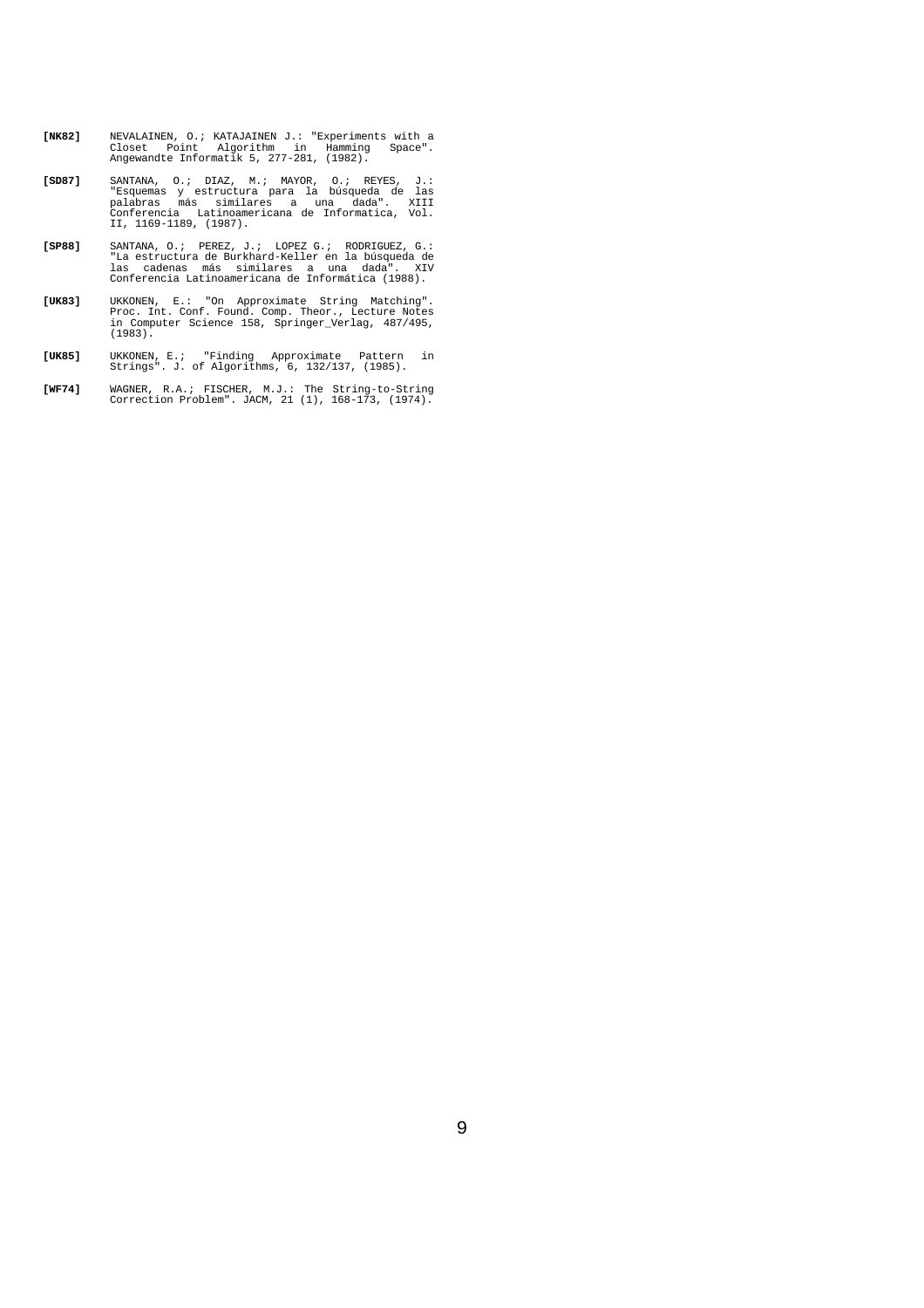**[NK82]** NEVALAINEN, O.; KATAJAINEN J.: "Experiments with a Closet Point Algorithm in Hamming Space". Angewandte Informatik 5, 277-281, (1982).

**[SD87]** SANTANA, O.; DIAZ, M.; MAYOR, O.; REYES, J.: "Esquemas y estructura para la búsqueda de las palabras más similares a una dada". XIII Conferencia Latinoamericana de Informatica, Vol. II, 1169-1189, (1987).

**[SP88]** SANTANA, O.; PEREZ, J.; LOPEZ G.; RODRIGUEZ, G.: "La estructura de Burkhard-Keller en la búsqueda de las cadenas más similares a una dada". XIV Conferencia Latinoamericana de Informática (1988).

**[UK83]** UKKONEN, E.: "On Approximate String Matching". Proc. Int. Conf. Found. Comp. Theor., Lecture Notes in Computer Science 158, Springer_Verlag, 487/495, (1983).

**[UK85]** UKKONEN, E.; "Finding Approximate Pattern in Strings". J. of Algorithms, 6, 132/137, (1985).

**[WF74]** WAGNER, R.A.; FISCHER, M.J.: The String-to-String Correction Problem". JACM, 21 (1), 168-173, (1974).